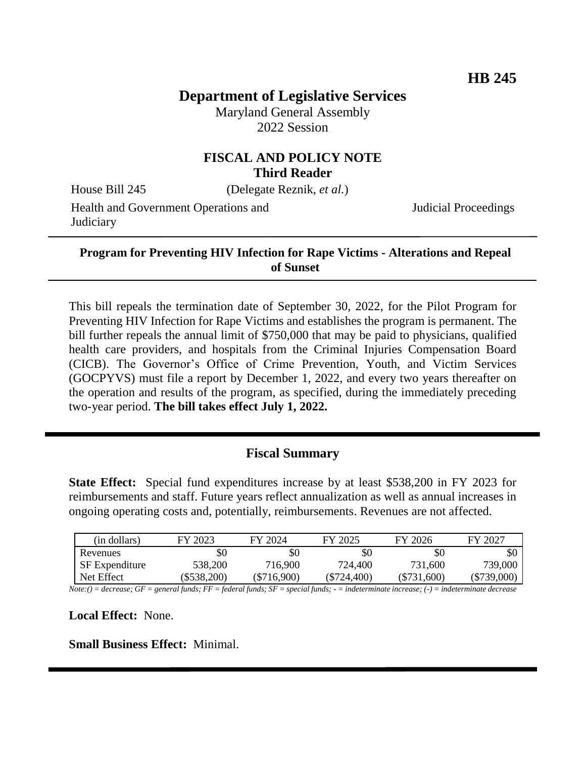**HB 245**

# Department of Legislative Services

Maryland General Assembly
2022 Session

## FISCAL AND POLICY NOTE
**Third Reader**

House Bill 245 (Delegate Reznik, *et al.*)

Health and Government Operations and Judiciary — Judicial Proceedings

---

**Program for Preventing HIV Infection for Rape Victims - Alterations and Repeal of Sunset**

---

This bill repeals the termination date of September 30, 2022, for the Pilot Program for Preventing HIV Infection for Rape Victims and establishes the program is permanent. The bill further repeals the annual limit of $750,000 that may be paid to physicians, qualified health care providers, and hospitals from the Criminal Injuries Compensation Board (CICB). The Governor's Office of Crime Prevention, Youth, and Victim Services (GOCPYVS) must file a report by December 1, 2022, and every two years thereafter on the operation and results of the program, as specified, during the immediately preceding two-year period. **The bill takes effect July 1, 2022.**

---

## Fiscal Summary

**State Effect:** Special fund expenditures increase by at least $538,200 in FY 2023 for reimbursements and staff. Future years reflect annualization as well as annual increases in ongoing operating costs and, potentially, reimbursements. Revenues are not affected.

| (in dollars) | FY 2023 | FY 2024 | FY 2025 | FY 2026 | FY 2027 |
|---|---|---|---|---|---|
| Revenues | $0 | $0 | $0 | $0 | $0 |
| SF Expenditure | 538,200 | 716,900 | 724,400 | 731,600 | 739,000 |
| Net Effect | ($538,200) | ($716,900) | ($724,400) | ($731,600) | ($739,000) |

*Note:() = decrease; GF = general funds; FF = federal funds; SF = special funds; - = indeterminate increase; (-) = indeterminate decrease*

**Local Effect:** None.

**Small Business Effect:** Minimal.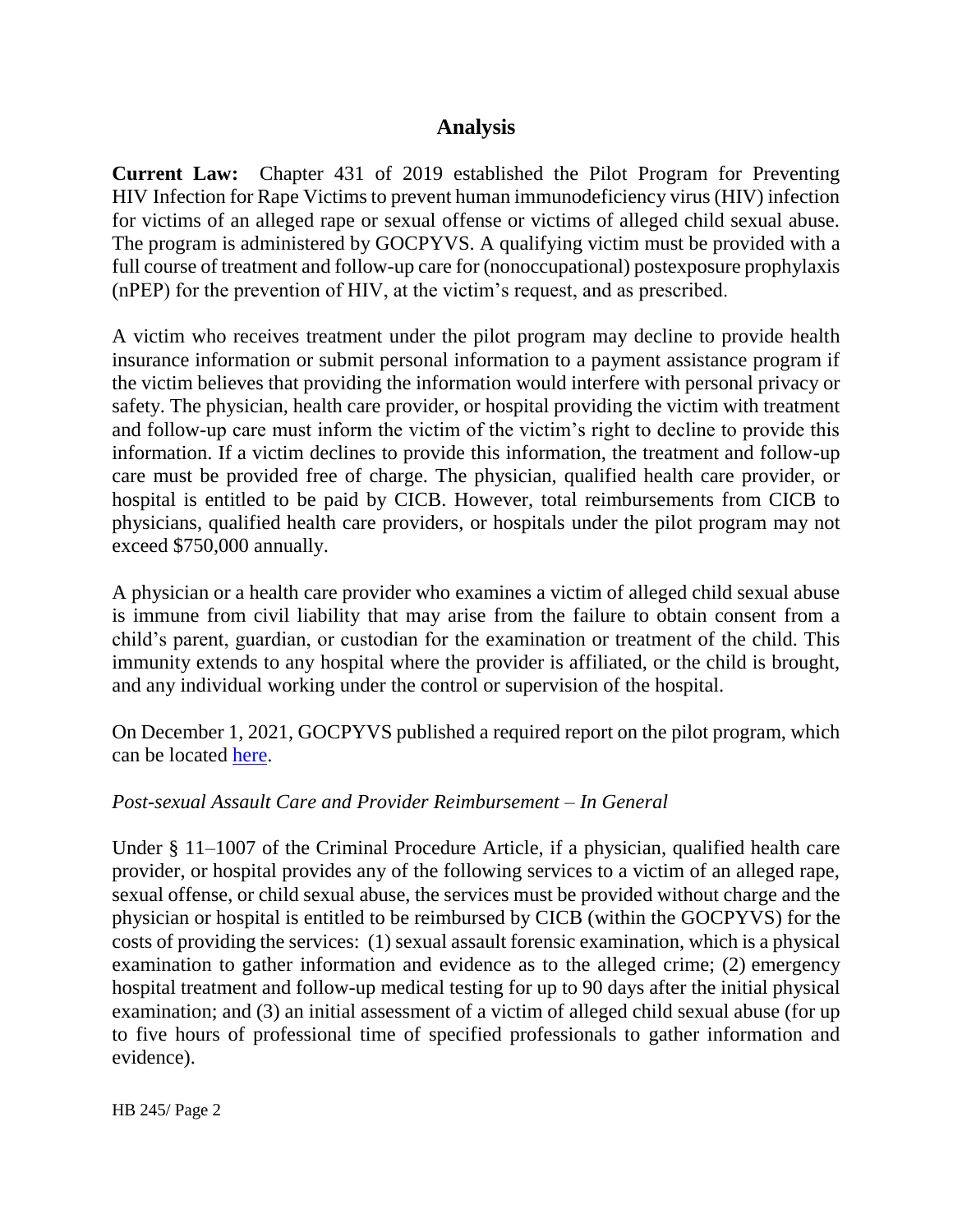## Analysis

**Current Law:** Chapter 431 of 2019 established the Pilot Program for Preventing HIV Infection for Rape Victims to prevent human immunodeficiency virus (HIV) infection for victims of an alleged rape or sexual offense or victims of alleged child sexual abuse. The program is administered by GOCPYVS. A qualifying victim must be provided with a full course of treatment and follow-up care for (nonoccupational) postexposure prophylaxis (nPEP) for the prevention of HIV, at the victim's request, and as prescribed.

A victim who receives treatment under the pilot program may decline to provide health insurance information or submit personal information to a payment assistance program if the victim believes that providing the information would interfere with personal privacy or safety. The physician, health care provider, or hospital providing the victim with treatment and follow-up care must inform the victim of the victim's right to decline to provide this information. If a victim declines to provide this information, the treatment and follow-up care must be provided free of charge. The physician, qualified health care provider, or hospital is entitled to be paid by CICB. However, total reimbursements from CICB to physicians, qualified health care providers, or hospitals under the pilot program may not exceed $750,000 annually.

A physician or a health care provider who examines a victim of alleged child sexual abuse is immune from civil liability that may arise from the failure to obtain consent from a child's parent, guardian, or custodian for the examination or treatment of the child. This immunity extends to any hospital where the provider is affiliated, or the child is brought, and any individual working under the control or supervision of the hospital.

On December 1, 2021, GOCPYVS published a required report on the pilot program, which can be located here.

*Post-sexual Assault Care and Provider Reimbursement – In General*

Under § 11–1007 of the Criminal Procedure Article, if a physician, qualified health care provider, or hospital provides any of the following services to a victim of an alleged rape, sexual offense, or child sexual abuse, the services must be provided without charge and the physician or hospital is entitled to be reimbursed by CICB (within the GOCPYVS) for the costs of providing the services: (1) sexual assault forensic examination, which is a physical examination to gather information and evidence as to the alleged crime; (2) emergency hospital treatment and follow-up medical testing for up to 90 days after the initial physical examination; and (3) an initial assessment of a victim of alleged child sexual abuse (for up to five hours of professional time of specified professionals to gather information and evidence).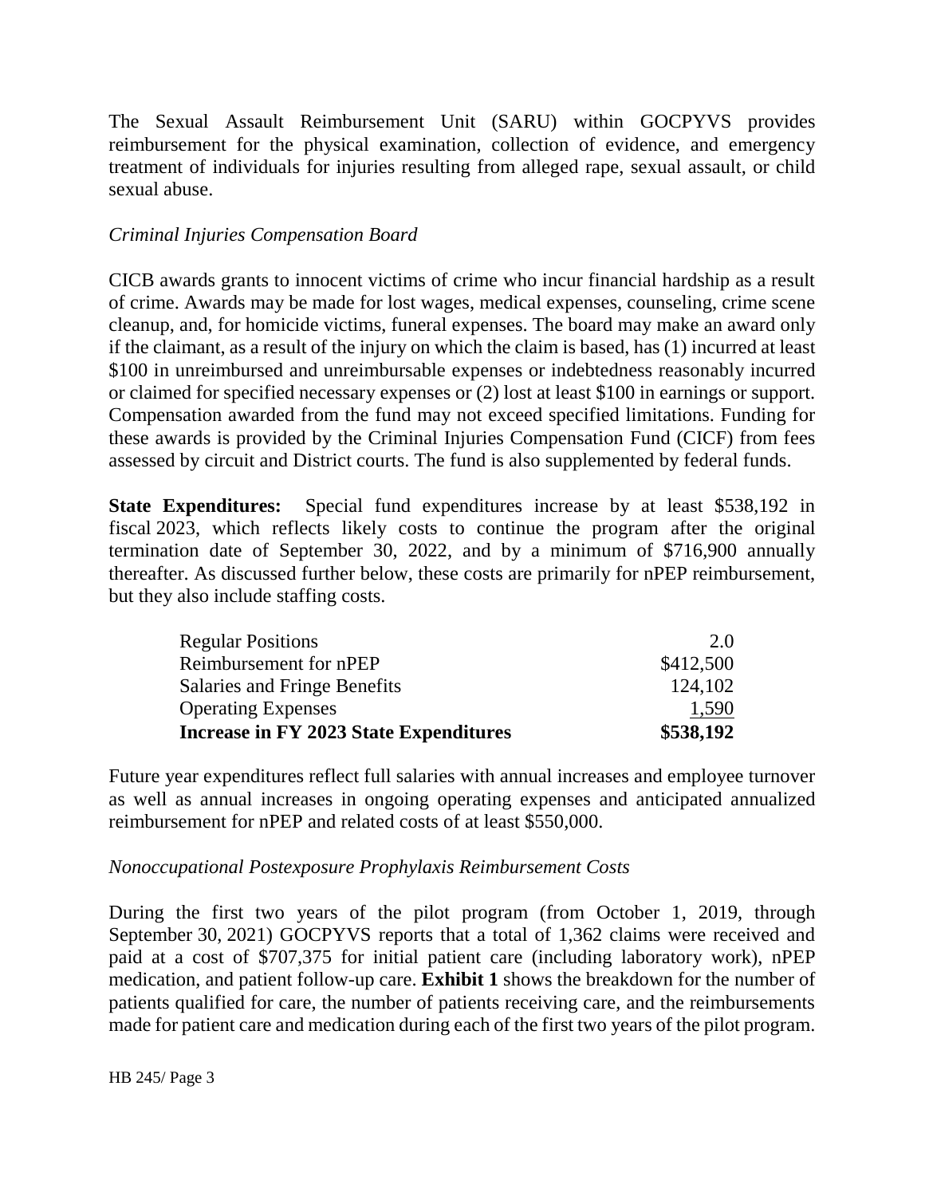The Sexual Assault Reimbursement Unit (SARU) within GOCPYVS provides reimbursement for the physical examination, collection of evidence, and emergency treatment of individuals for injuries resulting from alleged rape, sexual assault, or child sexual abuse.

*Criminal Injuries Compensation Board*

CICB awards grants to innocent victims of crime who incur financial hardship as a result of crime. Awards may be made for lost wages, medical expenses, counseling, crime scene cleanup, and, for homicide victims, funeral expenses. The board may make an award only if the claimant, as a result of the injury on which the claim is based, has (1) incurred at least $100 in unreimbursed and unreimbursable expenses or indebtedness reasonably incurred or claimed for specified necessary expenses or (2) lost at least $100 in earnings or support. Compensation awarded from the fund may not exceed specified limitations. Funding for these awards is provided by the Criminal Injuries Compensation Fund (CICF) from fees assessed by circuit and District courts. The fund is also supplemented by federal funds.

**State Expenditures:** Special fund expenditures increase by at least $538,192 in fiscal 2023, which reflects likely costs to continue the program after the original termination date of September 30, 2022, and by a minimum of $716,900 annually thereafter. As discussed further below, these costs are primarily for nPEP reimbursement, but they also include staffing costs.

| | |
|---|---:|
| Regular Positions | 2.0 |
| Reimbursement for nPEP | $412,500 |
| Salaries and Fringe Benefits | 124,102 |
| Operating Expenses | 1,590 |
| **Increase in FY 2023 State Expenditures** | **$538,192** |

Future year expenditures reflect full salaries with annual increases and employee turnover as well as annual increases in ongoing operating expenses and anticipated annualized reimbursement for nPEP and related costs of at least $550,000.

*Nonoccupational Postexposure Prophylaxis Reimbursement Costs*

During the first two years of the pilot program (from October 1, 2019, through September 30, 2021) GOCPYVS reports that a total of 1,362 claims were received and paid at a cost of $707,375 for initial patient care (including laboratory work), nPEP medication, and patient follow-up care. **Exhibit 1** shows the breakdown for the number of patients qualified for care, the number of patients receiving care, and the reimbursements made for patient care and medication during each of the first two years of the pilot program.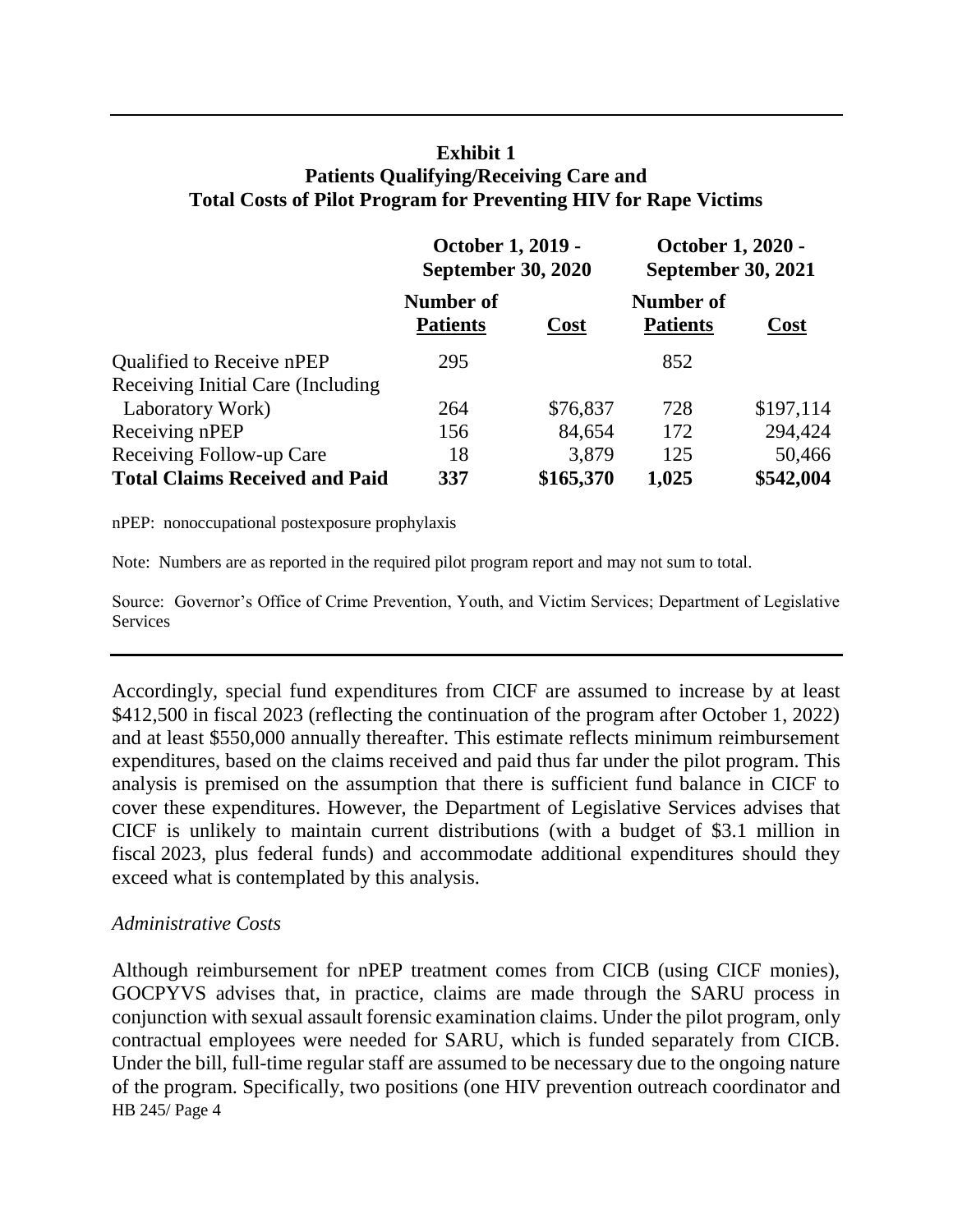**Exhibit 1**
**Patients Qualifying/Receiving Care and**
**Total Costs of Pilot Program for Preventing HIV for Rape Victims**

| | October 1, 2019 - September 30, 2020 | | October 1, 2020 - September 30, 2021 | |
|---|---|---|---|---|
| | **Number of Patients** | **Cost** | **Number of Patients** | **Cost** |
| Qualified to Receive nPEP | 295 | | 852 | |
| Receiving Initial Care (Including Laboratory Work) | 264 | $76,837 | 728 | $197,114 |
| Receiving nPEP | 156 | 84,654 | 172 | 294,424 |
| Receiving Follow-up Care | 18 | 3,879 | 125 | 50,466 |
| **Total Claims Received and Paid** | **337** | **$165,370** | **1,025** | **$542,004** |

nPEP: nonoccupational postexposure prophylaxis

Note: Numbers are as reported in the required pilot program report and may not sum to total.

Source: Governor's Office of Crime Prevention, Youth, and Victim Services; Department of Legislative Services

Accordingly, special fund expenditures from CICF are assumed to increase by at least $412,500 in fiscal 2023 (reflecting the continuation of the program after October 1, 2022) and at least $550,000 annually thereafter. This estimate reflects minimum reimbursement expenditures, based on the claims received and paid thus far under the pilot program. This analysis is premised on the assumption that there is sufficient fund balance in CICF to cover these expenditures. However, the Department of Legislative Services advises that CICF is unlikely to maintain current distributions (with a budget of $3.1 million in fiscal 2023, plus federal funds) and accommodate additional expenditures should they exceed what is contemplated by this analysis.

*Administrative Costs*

Although reimbursement for nPEP treatment comes from CICB (using CICF monies), GOCPYVS advises that, in practice, claims are made through the SARU process in conjunction with sexual assault forensic examination claims. Under the pilot program, only contractual employees were needed for SARU, which is funded separately from CICB. Under the bill, full-time regular staff are assumed to be necessary due to the ongoing nature of the program. Specifically, two positions (one HIV prevention outreach coordinator and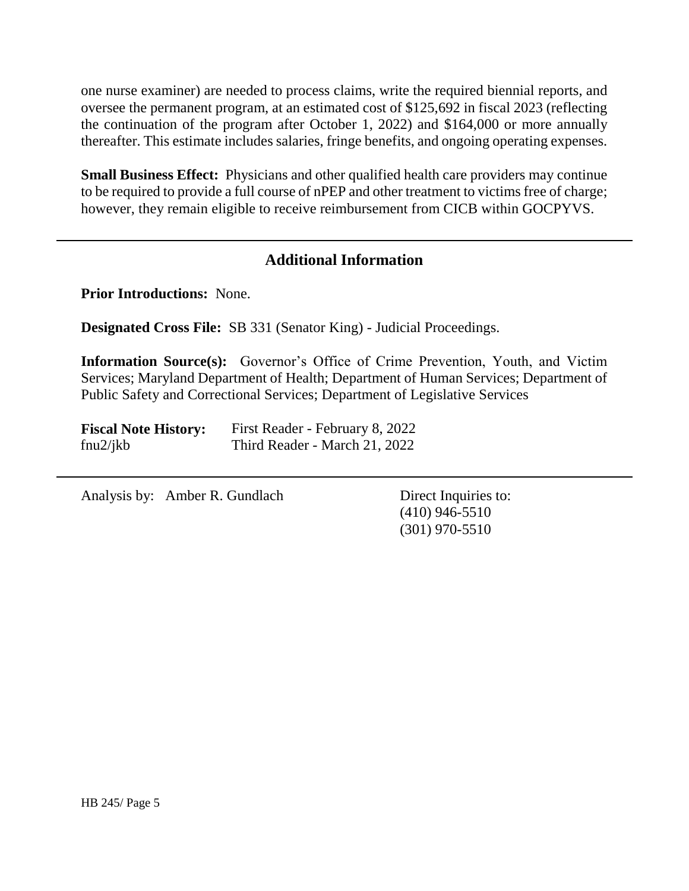one nurse examiner) are needed to process claims, write the required biennial reports, and oversee the permanent program, at an estimated cost of $125,692 in fiscal 2023 (reflecting the continuation of the program after October 1, 2022) and $164,000 or more annually thereafter. This estimate includes salaries, fringe benefits, and ongoing operating expenses.

**Small Business Effect:** Physicians and other qualified health care providers may continue to be required to provide a full course of nPEP and other treatment to victims free of charge; however, they remain eligible to receive reimbursement from CICB within GOCPYVS.

## Additional Information

**Prior Introductions:** None.

**Designated Cross File:** SB 331 (Senator King) - Judicial Proceedings.

**Information Source(s):** Governor's Office of Crime Prevention, Youth, and Victim Services; Maryland Department of Health; Department of Human Services; Department of Public Safety and Correctional Services; Department of Legislative Services

| | |
|---|---|
| **Fiscal Note History:** | First Reader - February 8, 2022 |
| fnu2/jkb | Third Reader - March 21, 2022 |

Analysis by: Amber R. Gundlach

Direct Inquiries to:
(410) 946-5510
(301) 970-5510